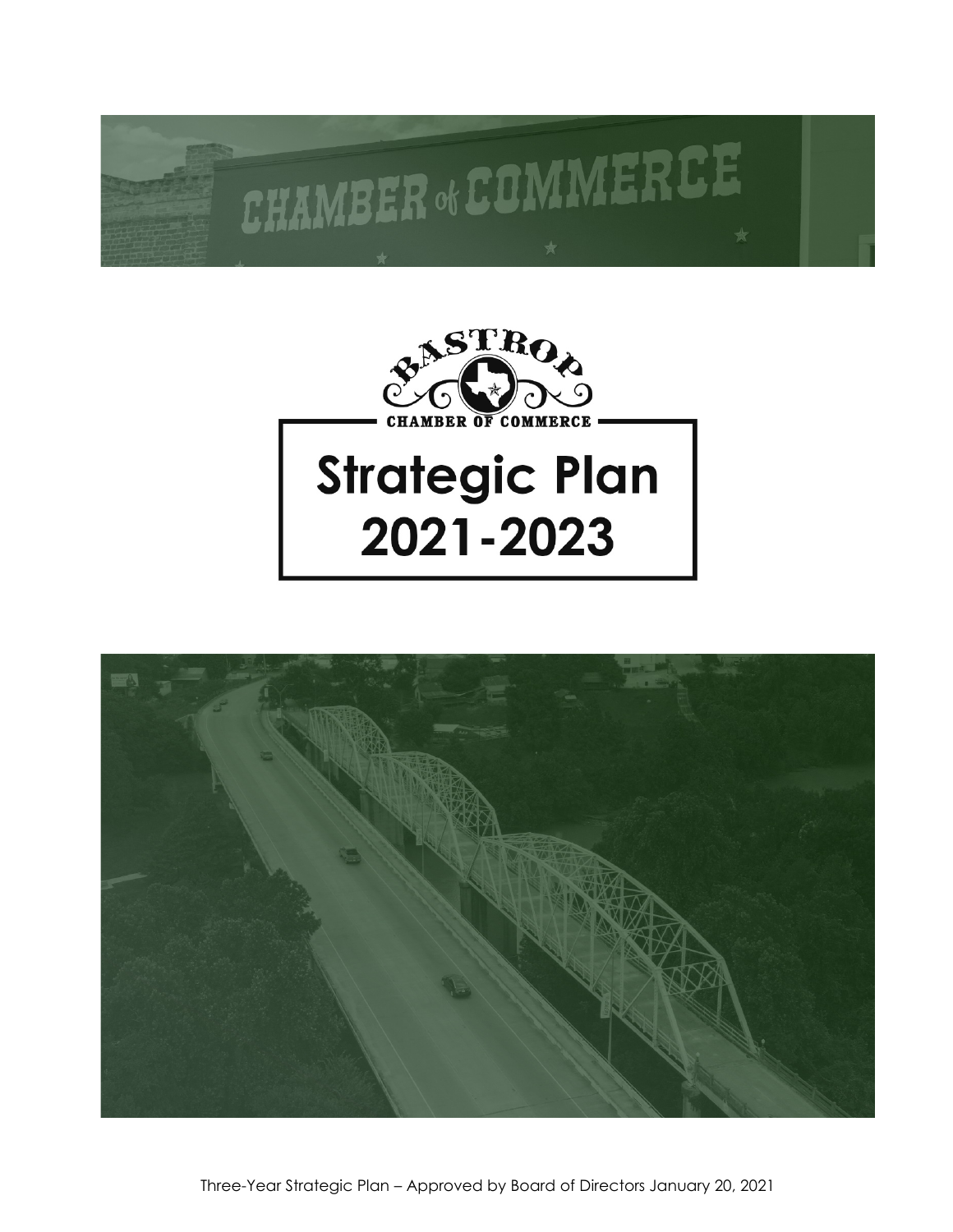# Strategic Plan 2021-2023

Three-Year Strategic Plan – Approved by Board of Directors January 20, 2021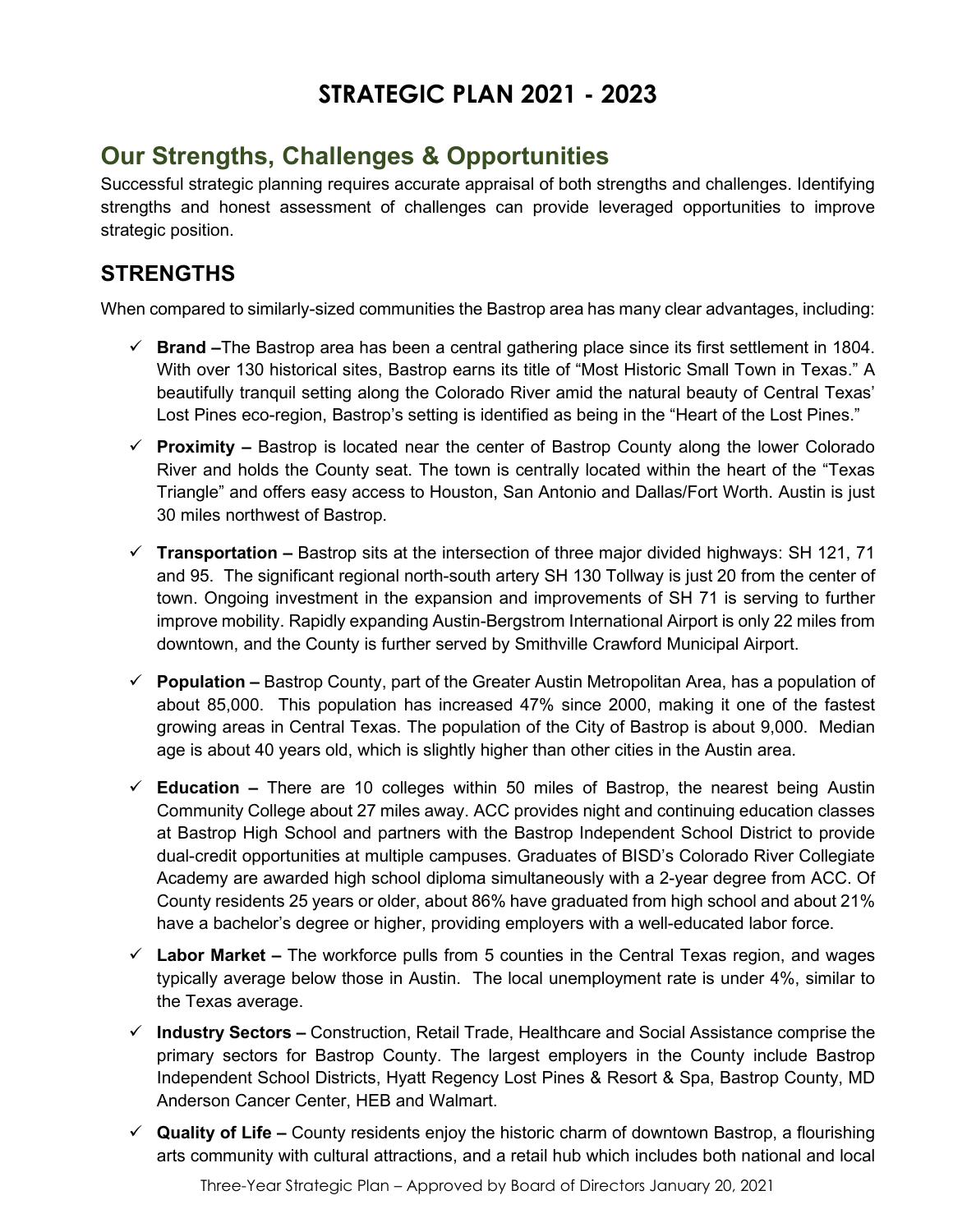# STRATEGIC PLAN 2021 - 2023

## Our Strengths, Challenges & Opportunities

Successful strategic planning requires accurate appraisal of both strengths and challenges. Identifying strengths and honest assessment of challenges can provide leveraged opportunities to improve strategic position.

### STRENGTHS

When compared to similarly-sized communities the Bastrop area has many clear advantages, including:

- ✓ **Brand –**The Bastrop area has been a central gathering place since its first settlement in 1804. With over 130 historical sites, Bastrop earns its title of "Most Historic Small Town in Texas." A beautifully tranquil setting along the Colorado River amid the natural beauty of Central Texas' Lost Pines eco-region, Bastrop's setting is identified as being in the "Heart of the Lost Pines."
- ✓ **Proximity –** Bastrop is located near the center of Bastrop County along the lower Colorado River and holds the County seat. The town is centrally located within the heart of the "Texas Triangle" and offers easy access to Houston, San Antonio and Dallas/Fort Worth. Austin is just 30 miles northwest of Bastrop.
- ✓ **Transportation –** Bastrop sits at the intersection of three major divided highways: SH 121, 71 and 95. The significant regional north-south artery SH 130 Tollway is just 20 from the center of town. Ongoing investment in the expansion and improvements of SH 71 is serving to further improve mobility. Rapidly expanding Austin-Bergstrom International Airport is only 22 miles from downtown, and the County is further served by Smithville Crawford Municipal Airport.
- ✓ **Population –** Bastrop County, part of the Greater Austin Metropolitan Area, has a population of about 85,000. This population has increased 47% since 2000, making it one of the fastest growing areas in Central Texas. The population of the City of Bastrop is about 9,000. Median age is about 40 years old, which is slightly higher than other cities in the Austin area.
- ✓ **Education –** There are 10 colleges within 50 miles of Bastrop, the nearest being Austin Community College about 27 miles away. ACC provides night and continuing education classes at Bastrop High School and partners with the Bastrop Independent School District to provide dual-credit opportunities at multiple campuses. Graduates of BISD's Colorado River Collegiate Academy are awarded high school diploma simultaneously with a 2-year degree from ACC. Of County residents 25 years or older, about 86% have graduated from high school and about 21% have a bachelor's degree or higher, providing employers with a well-educated labor force.
- ✓ **Labor Market –** The workforce pulls from 5 counties in the Central Texas region, and wages typically average below those in Austin. The local unemployment rate is under 4%, similar to the Texas average.
- ✓ **Industry Sectors –** Construction, Retail Trade, Healthcare and Social Assistance comprise the primary sectors for Bastrop County. The largest employers in the County include Bastrop Independent School Districts, Hyatt Regency Lost Pines & Resort & Spa, Bastrop County, MD Anderson Cancer Center, HEB and Walmart.
- ✓ **Quality of Life –** County residents enjoy the historic charm of downtown Bastrop, a flourishing arts community with cultural attractions, and a retail hub which includes both national and local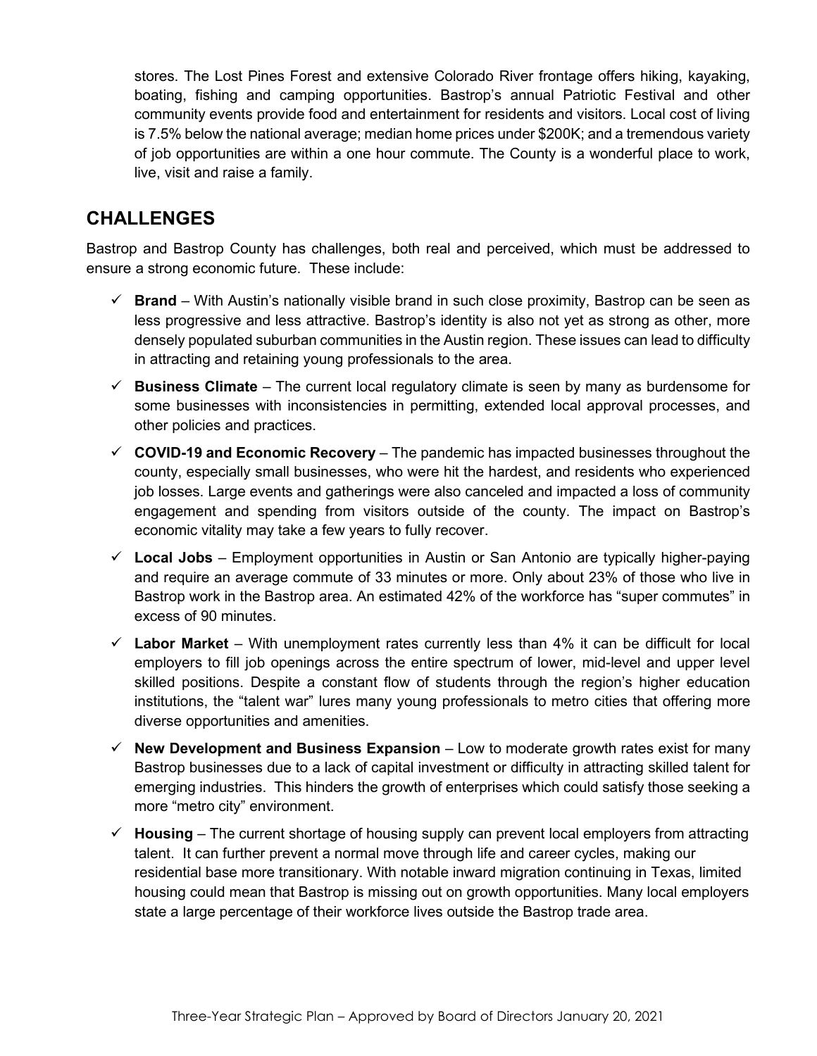stores. The Lost Pines Forest and extensive Colorado River frontage offers hiking, kayaking, boating, fishing and camping opportunities. Bastrop's annual Patriotic Festival and other community events provide food and entertainment for residents and visitors. Local cost of living is 7.5% below the national average; median home prices under $200K; and a tremendous variety of job opportunities are within a one hour commute. The County is a wonderful place to work, live, visit and raise a family.

## CHALLENGES

Bastrop and Bastrop County has challenges, both real and perceived, which must be addressed to ensure a strong economic future. These include:

- ✓ **Brand** – With Austin's nationally visible brand in such close proximity, Bastrop can be seen as less progressive and less attractive. Bastrop's identity is also not yet as strong as other, more densely populated suburban communities in the Austin region. These issues can lead to difficulty in attracting and retaining young professionals to the area.
- ✓ **Business Climate** – The current local regulatory climate is seen by many as burdensome for some businesses with inconsistencies in permitting, extended local approval processes, and other policies and practices.
- ✓ **COVID-19 and Economic Recovery** – The pandemic has impacted businesses throughout the county, especially small businesses, who were hit the hardest, and residents who experienced job losses. Large events and gatherings were also canceled and impacted a loss of community engagement and spending from visitors outside of the county. The impact on Bastrop's economic vitality may take a few years to fully recover.
- ✓ **Local Jobs** – Employment opportunities in Austin or San Antonio are typically higher-paying and require an average commute of 33 minutes or more. Only about 23% of those who live in Bastrop work in the Bastrop area. An estimated 42% of the workforce has "super commutes" in excess of 90 minutes.
- ✓ **Labor Market** – With unemployment rates currently less than 4% it can be difficult for local employers to fill job openings across the entire spectrum of lower, mid-level and upper level skilled positions. Despite a constant flow of students through the region's higher education institutions, the "talent war" lures many young professionals to metro cities that offering more diverse opportunities and amenities.
- ✓ **New Development and Business Expansion** – Low to moderate growth rates exist for many Bastrop businesses due to a lack of capital investment or difficulty in attracting skilled talent for emerging industries. This hinders the growth of enterprises which could satisfy those seeking a more "metro city" environment.
- ✓ **Housing** – The current shortage of housing supply can prevent local employers from attracting talent. It can further prevent a normal move through life and career cycles, making our residential base more transitionary. With notable inward migration continuing in Texas, limited housing could mean that Bastrop is missing out on growth opportunities. Many local employers state a large percentage of their workforce lives outside the Bastrop trade area.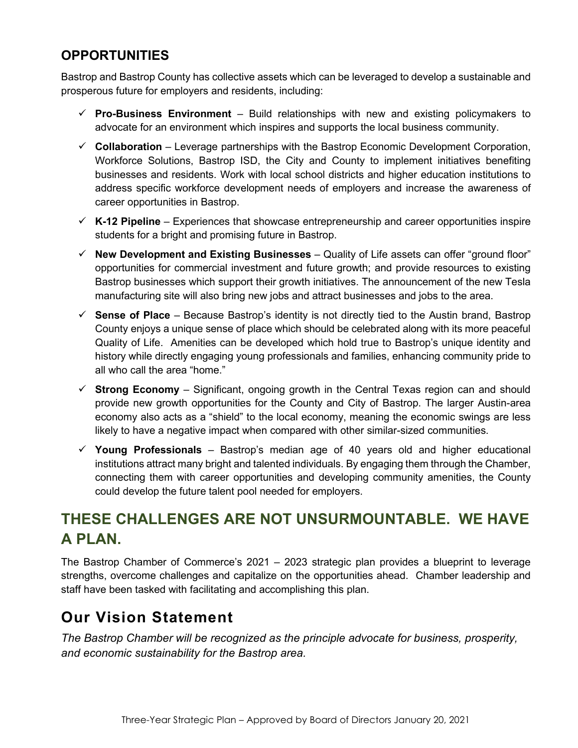## OPPORTUNITIES

Bastrop and Bastrop County has collective assets which can be leveraged to develop a sustainable and prosperous future for employers and residents, including:

- ✓ **Pro-Business Environment** – Build relationships with new and existing policymakers to advocate for an environment which inspires and supports the local business community.
- ✓ **Collaboration** – Leverage partnerships with the Bastrop Economic Development Corporation, Workforce Solutions, Bastrop ISD, the City and County to implement initiatives benefiting businesses and residents. Work with local school districts and higher education institutions to address specific workforce development needs of employers and increase the awareness of career opportunities in Bastrop.
- ✓ **K-12 Pipeline** – Experiences that showcase entrepreneurship and career opportunities inspire students for a bright and promising future in Bastrop.
- ✓ **New Development and Existing Businesses** – Quality of Life assets can offer "ground floor" opportunities for commercial investment and future growth; and provide resources to existing Bastrop businesses which support their growth initiatives. The announcement of the new Tesla manufacturing site will also bring new jobs and attract businesses and jobs to the area.
- ✓ **Sense of Place** – Because Bastrop's identity is not directly tied to the Austin brand, Bastrop County enjoys a unique sense of place which should be celebrated along with its more peaceful Quality of Life. Amenities can be developed which hold true to Bastrop's unique identity and history while directly engaging young professionals and families, enhancing community pride to all who call the area "home."
- ✓ **Strong Economy** – Significant, ongoing growth in the Central Texas region can and should provide new growth opportunities for the County and City of Bastrop. The larger Austin-area economy also acts as a "shield" to the local economy, meaning the economic swings are less likely to have a negative impact when compared with other similar-sized communities.
- ✓ **Young Professionals** – Bastrop's median age of 40 years old and higher educational institutions attract many bright and talented individuals. By engaging them through the Chamber, connecting them with career opportunities and developing community amenities, the County could develop the future talent pool needed for employers.

## THESE CHALLENGES ARE NOT UNSURMOUNTABLE. WE HAVE A PLAN.

The Bastrop Chamber of Commerce's 2021 – 2023 strategic plan provides a blueprint to leverage strengths, overcome challenges and capitalize on the opportunities ahead. Chamber leadership and staff have been tasked with facilitating and accomplishing this plan.

## Our Vision Statement

*The Bastrop Chamber will be recognized as the principle advocate for business, prosperity, and economic sustainability for the Bastrop area.*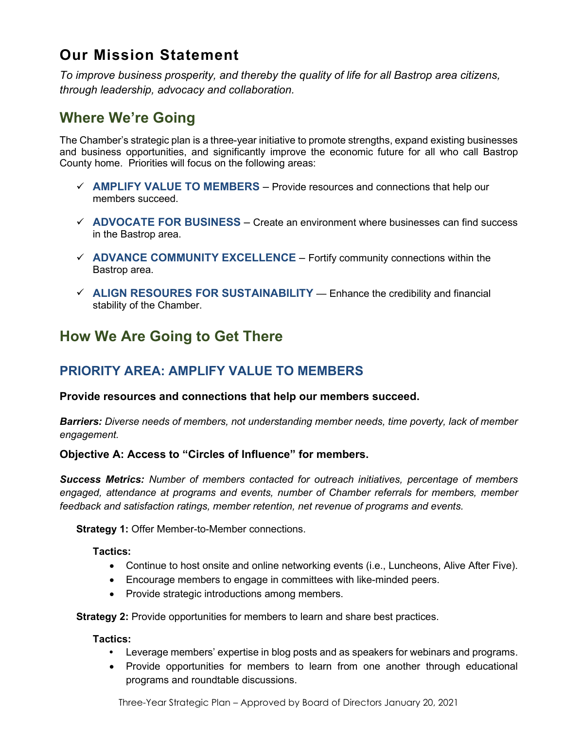## Our Mission Statement

*To improve business prosperity, and thereby the quality of life for all Bastrop area citizens, through leadership, advocacy and collaboration.*

## Where We're Going

The Chamber's strategic plan is a three-year initiative to promote strengths, expand existing businesses and business opportunities, and significantly improve the economic future for all who call Bastrop County home. Priorities will focus on the following areas:

- ✓ **AMPLIFY VALUE TO MEMBERS** – Provide resources and connections that help our members succeed.
- ✓ **ADVOCATE FOR BUSINESS** – Create an environment where businesses can find success in the Bastrop area.
- ✓ **ADVANCE COMMUNITY EXCELLENCE** – Fortify community connections within the Bastrop area.
- ✓ **ALIGN RESOURES FOR SUSTAINABILITY** — Enhance the credibility and financial stability of the Chamber.

## How We Are Going to Get There

### PRIORITY AREA: AMPLIFY VALUE TO MEMBERS

**Provide resources and connections that help our members succeed.**

***Barriers:*** *Diverse needs of members, not understanding member needs, time poverty, lack of member engagement.*

**Objective A: Access to "Circles of Influence" for members.**

***Success Metrics:*** *Number of members contacted for outreach initiatives, percentage of members engaged, attendance at programs and events, number of Chamber referrals for members, member feedback and satisfaction ratings, member retention, net revenue of programs and events.*

**Strategy 1:** Offer Member-to-Member connections.

**Tactics:**

- Continue to host onsite and online networking events (i.e., Luncheons, Alive After Five).
- Encourage members to engage in committees with like-minded peers.
- Provide strategic introductions among members.

**Strategy 2:** Provide opportunities for members to learn and share best practices.

**Tactics:**

- Leverage members' expertise in blog posts and as speakers for webinars and programs.
- Provide opportunities for members to learn from one another through educational programs and roundtable discussions.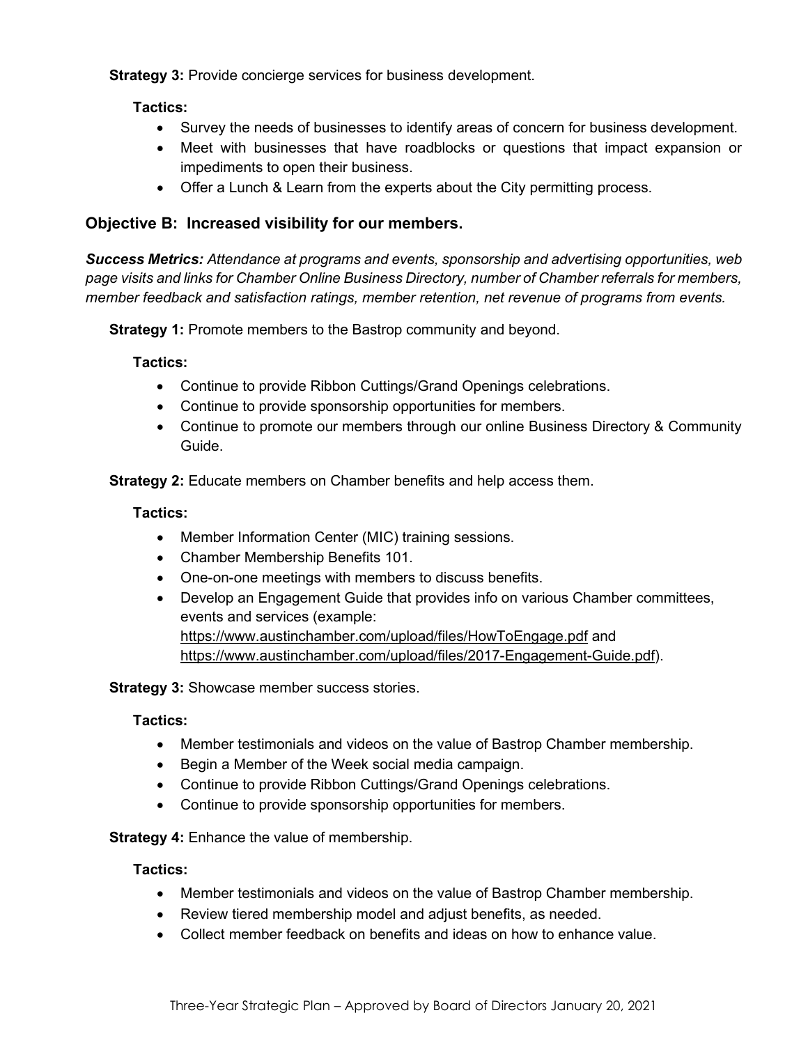**Strategy 3:** Provide concierge services for business development.

**Tactics:**

- Survey the needs of businesses to identify areas of concern for business development.
- Meet with businesses that have roadblocks or questions that impact expansion or impediments to open their business.
- Offer a Lunch & Learn from the experts about the City permitting process.

## Objective B: Increased visibility for our members.

***Success Metrics:*** *Attendance at programs and events, sponsorship and advertising opportunities, web page visits and links for Chamber Online Business Directory, number of Chamber referrals for members, member feedback and satisfaction ratings, member retention, net revenue of programs from events.*

**Strategy 1:** Promote members to the Bastrop community and beyond.

**Tactics:**

- Continue to provide Ribbon Cuttings/Grand Openings celebrations.
- Continue to provide sponsorship opportunities for members.
- Continue to promote our members through our online Business Directory & Community Guide.

**Strategy 2:** Educate members on Chamber benefits and help access them.

**Tactics:**

- Member Information Center (MIC) training sessions.
- Chamber Membership Benefits 101.
- One-on-one meetings with members to discuss benefits.
- Develop an Engagement Guide that provides info on various Chamber committees, events and services (example: https://www.austinchamber.com/upload/files/HowToEngage.pdf and https://www.austinchamber.com/upload/files/2017-Engagement-Guide.pdf).

**Strategy 3:** Showcase member success stories.

**Tactics:**

- Member testimonials and videos on the value of Bastrop Chamber membership.
- Begin a Member of the Week social media campaign.
- Continue to provide Ribbon Cuttings/Grand Openings celebrations.
- Continue to provide sponsorship opportunities for members.

**Strategy 4:** Enhance the value of membership.

**Tactics:**

- Member testimonials and videos on the value of Bastrop Chamber membership.
- Review tiered membership model and adjust benefits, as needed.
- Collect member feedback on benefits and ideas on how to enhance value.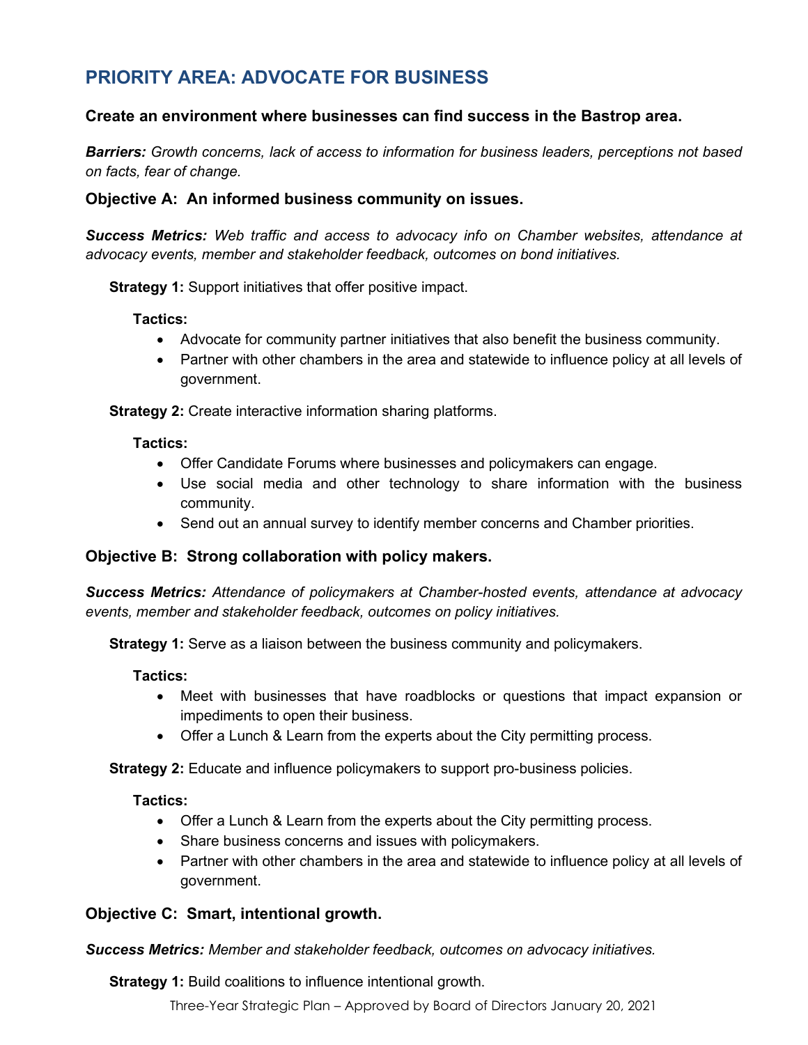## PRIORITY AREA: ADVOCATE FOR BUSINESS

### Create an environment where businesses can find success in the Bastrop area.

***Barriers:*** *Growth concerns, lack of access to information for business leaders, perceptions not based on facts, fear of change.*

### Objective A: An informed business community on issues.

***Success Metrics:*** *Web traffic and access to advocacy info on Chamber websites, attendance at advocacy events, member and stakeholder feedback, outcomes on bond initiatives.*

**Strategy 1:** Support initiatives that offer positive impact.

**Tactics:**

- Advocate for community partner initiatives that also benefit the business community.
- Partner with other chambers in the area and statewide to influence policy at all levels of government.

**Strategy 2:** Create interactive information sharing platforms.

**Tactics:**

- Offer Candidate Forums where businesses and policymakers can engage.
- Use social media and other technology to share information with the business community.
- Send out an annual survey to identify member concerns and Chamber priorities.

### Objective B: Strong collaboration with policy makers.

***Success Metrics:*** *Attendance of policymakers at Chamber-hosted events, attendance at advocacy events, member and stakeholder feedback, outcomes on policy initiatives.*

**Strategy 1:** Serve as a liaison between the business community and policymakers.

**Tactics:**

- Meet with businesses that have roadblocks or questions that impact expansion or impediments to open their business.
- Offer a Lunch & Learn from the experts about the City permitting process.

**Strategy 2:** Educate and influence policymakers to support pro-business policies.

**Tactics:**

- Offer a Lunch & Learn from the experts about the City permitting process.
- Share business concerns and issues with policymakers.
- Partner with other chambers in the area and statewide to influence policy at all levels of government.

### Objective C: Smart, intentional growth.

***Success Metrics:*** *Member and stakeholder feedback, outcomes on advocacy initiatives.*

**Strategy 1:** Build coalitions to influence intentional growth.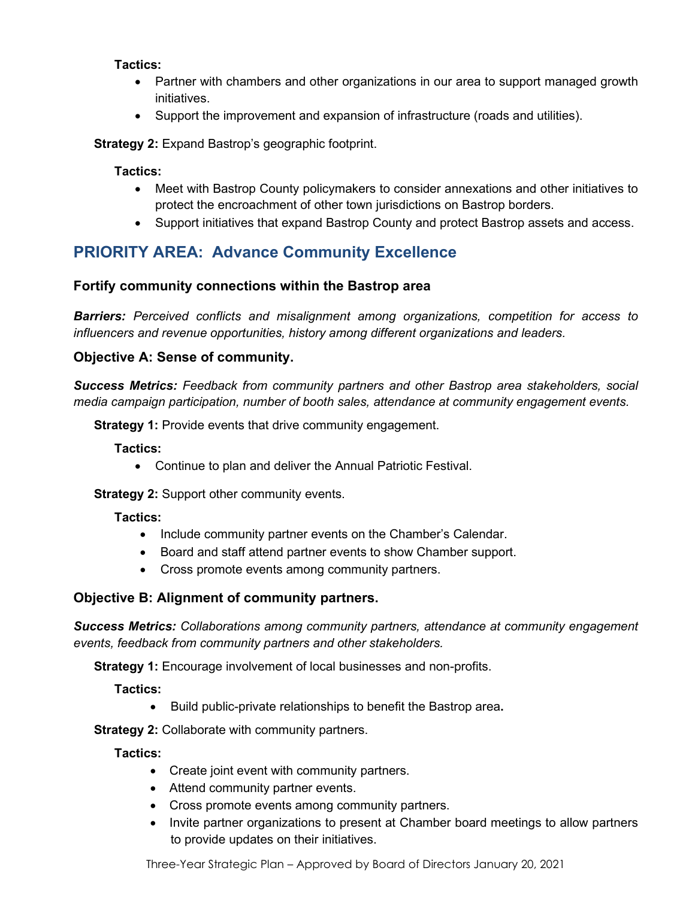**Tactics:**

- Partner with chambers and other organizations in our area to support managed growth initiatives.
- Support the improvement and expansion of infrastructure (roads and utilities).

**Strategy 2:** Expand Bastrop's geographic footprint.

**Tactics:**

- Meet with Bastrop County policymakers to consider annexations and other initiatives to protect the encroachment of other town jurisdictions on Bastrop borders.
- Support initiatives that expand Bastrop County and protect Bastrop assets and access.

## PRIORITY AREA: Advance Community Excellence

### Fortify community connections within the Bastrop area

***Barriers:*** *Perceived conflicts and misalignment among organizations, competition for access to influencers and revenue opportunities, history among different organizations and leaders.*

### Objective A: Sense of community.

***Success Metrics:*** *Feedback from community partners and other Bastrop area stakeholders, social media campaign participation, number of booth sales, attendance at community engagement events.*

**Strategy 1:** Provide events that drive community engagement.

**Tactics:**

- Continue to plan and deliver the Annual Patriotic Festival.

**Strategy 2:** Support other community events.

**Tactics:**

- Include community partner events on the Chamber's Calendar.
- Board and staff attend partner events to show Chamber support.
- Cross promote events among community partners.

### Objective B: Alignment of community partners.

***Success Metrics:*** *Collaborations among community partners, attendance at community engagement events, feedback from community partners and other stakeholders.*

**Strategy 1:** Encourage involvement of local businesses and non-profits.

**Tactics:**

- Build public-private relationships to benefit the Bastrop area**.**

**Strategy 2:** Collaborate with community partners.

**Tactics:**

- Create joint event with community partners.
- Attend community partner events.
- Cross promote events among community partners.
- Invite partner organizations to present at Chamber board meetings to allow partners to provide updates on their initiatives.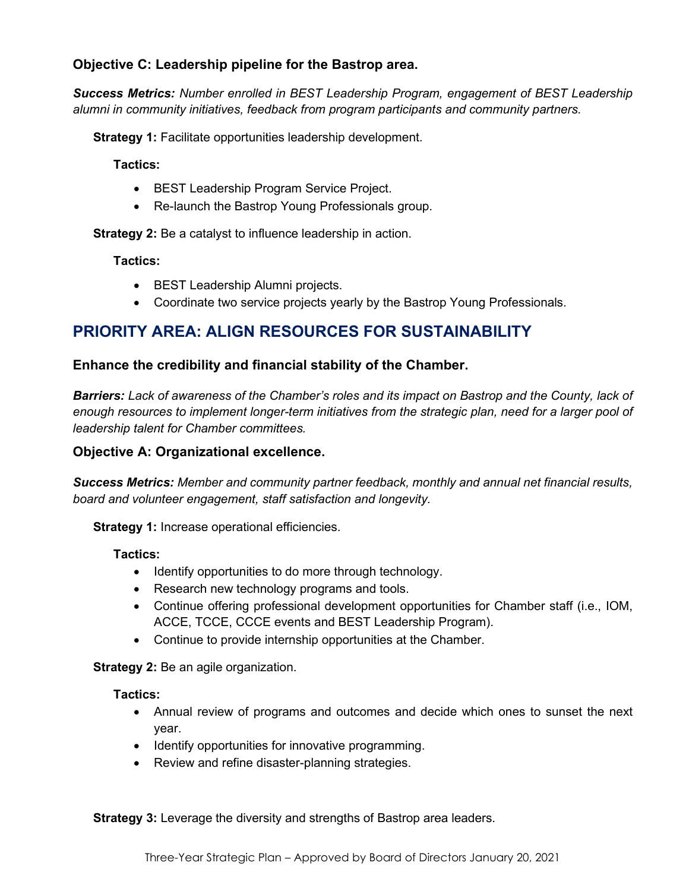### Objective C: Leadership pipeline for the Bastrop area.

***Success Metrics:*** *Number enrolled in BEST Leadership Program, engagement of BEST Leadership alumni in community initiatives, feedback from program participants and community partners.*

**Strategy 1:** Facilitate opportunities leadership development.

**Tactics:**

- BEST Leadership Program Service Project.
- Re-launch the Bastrop Young Professionals group.

**Strategy 2:** Be a catalyst to influence leadership in action.

**Tactics:**

- BEST Leadership Alumni projects.
- Coordinate two service projects yearly by the Bastrop Young Professionals.

## PRIORITY AREA: ALIGN RESOURCES FOR SUSTAINABILITY

### Enhance the credibility and financial stability of the Chamber.

***Barriers:*** *Lack of awareness of the Chamber's roles and its impact on Bastrop and the County, lack of enough resources to implement longer-term initiatives from the strategic plan, need for a larger pool of leadership talent for Chamber committees.*

### Objective A: Organizational excellence.

***Success Metrics:*** *Member and community partner feedback, monthly and annual net financial results, board and volunteer engagement, staff satisfaction and longevity.*

**Strategy 1:** Increase operational efficiencies.

**Tactics:**

- Identify opportunities to do more through technology.
- Research new technology programs and tools.
- Continue offering professional development opportunities for Chamber staff (i.e., IOM, ACCE, TCCE, CCCE events and BEST Leadership Program).
- Continue to provide internship opportunities at the Chamber.

**Strategy 2:** Be an agile organization.

**Tactics:**

- Annual review of programs and outcomes and decide which ones to sunset the next year.
- Identify opportunities for innovative programming.
- Review and refine disaster-planning strategies.

**Strategy 3:** Leverage the diversity and strengths of Bastrop area leaders.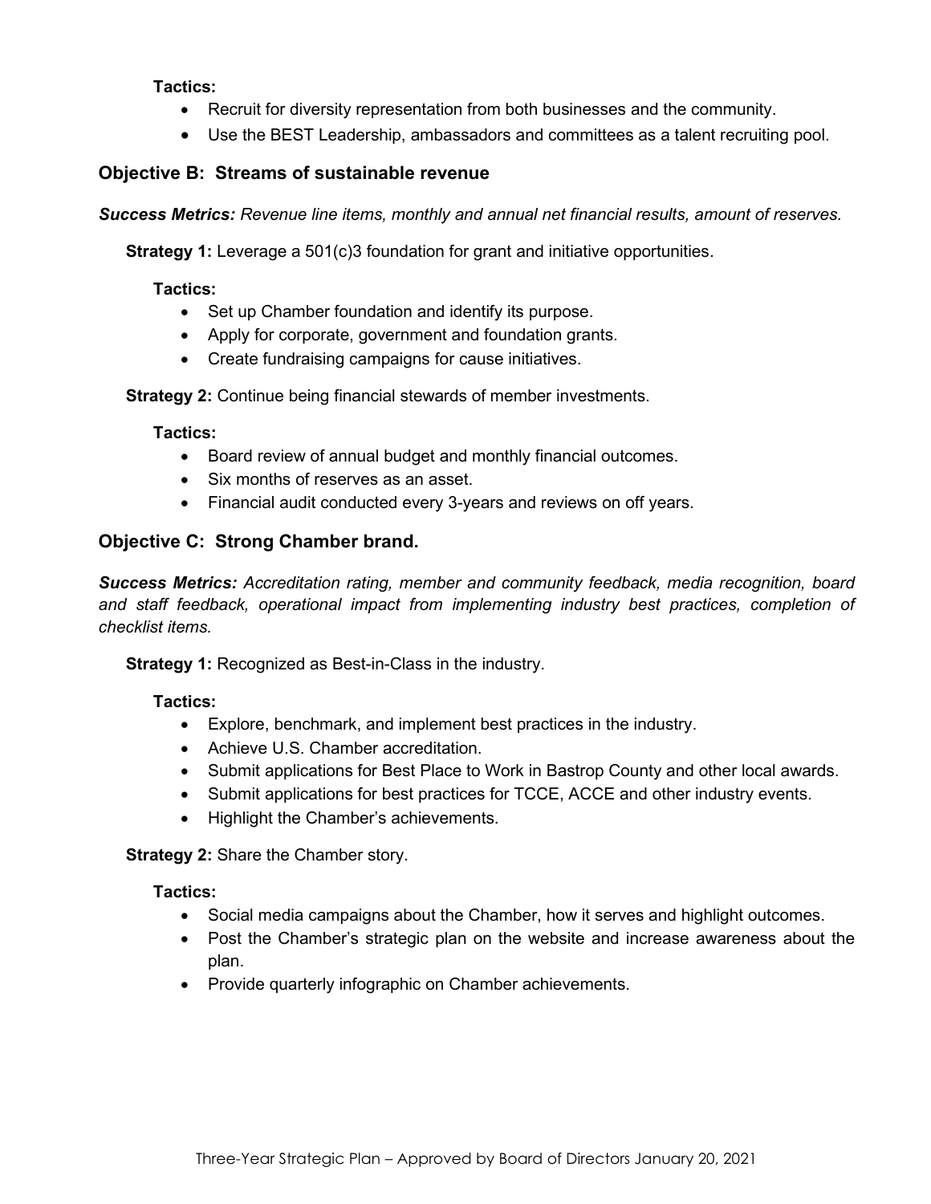**Tactics:**

- Recruit for diversity representation from both businesses and the community.
- Use the BEST Leadership, ambassadors and committees as a talent recruiting pool.

### Objective B: Streams of sustainable revenue

***Success Metrics:*** *Revenue line items, monthly and annual net financial results, amount of reserves.*

**Strategy 1:** Leverage a 501(c)3 foundation for grant and initiative opportunities.

**Tactics:**

- Set up Chamber foundation and identify its purpose.
- Apply for corporate, government and foundation grants.
- Create fundraising campaigns for cause initiatives.

**Strategy 2:** Continue being financial stewards of member investments.

**Tactics:**

- Board review of annual budget and monthly financial outcomes.
- Six months of reserves as an asset.
- Financial audit conducted every 3-years and reviews on off years.

### Objective C: Strong Chamber brand.

***Success Metrics:*** *Accreditation rating, member and community feedback, media recognition, board and staff feedback, operational impact from implementing industry best practices, completion of checklist items.*

**Strategy 1:** Recognized as Best-in-Class in the industry.

**Tactics:**

- Explore, benchmark, and implement best practices in the industry.
- Achieve U.S. Chamber accreditation.
- Submit applications for Best Place to Work in Bastrop County and other local awards.
- Submit applications for best practices for TCCE, ACCE and other industry events.
- Highlight the Chamber's achievements.

**Strategy 2:** Share the Chamber story.

**Tactics:**

- Social media campaigns about the Chamber, how it serves and highlight outcomes.
- Post the Chamber's strategic plan on the website and increase awareness about the plan.
- Provide quarterly infographic on Chamber achievements.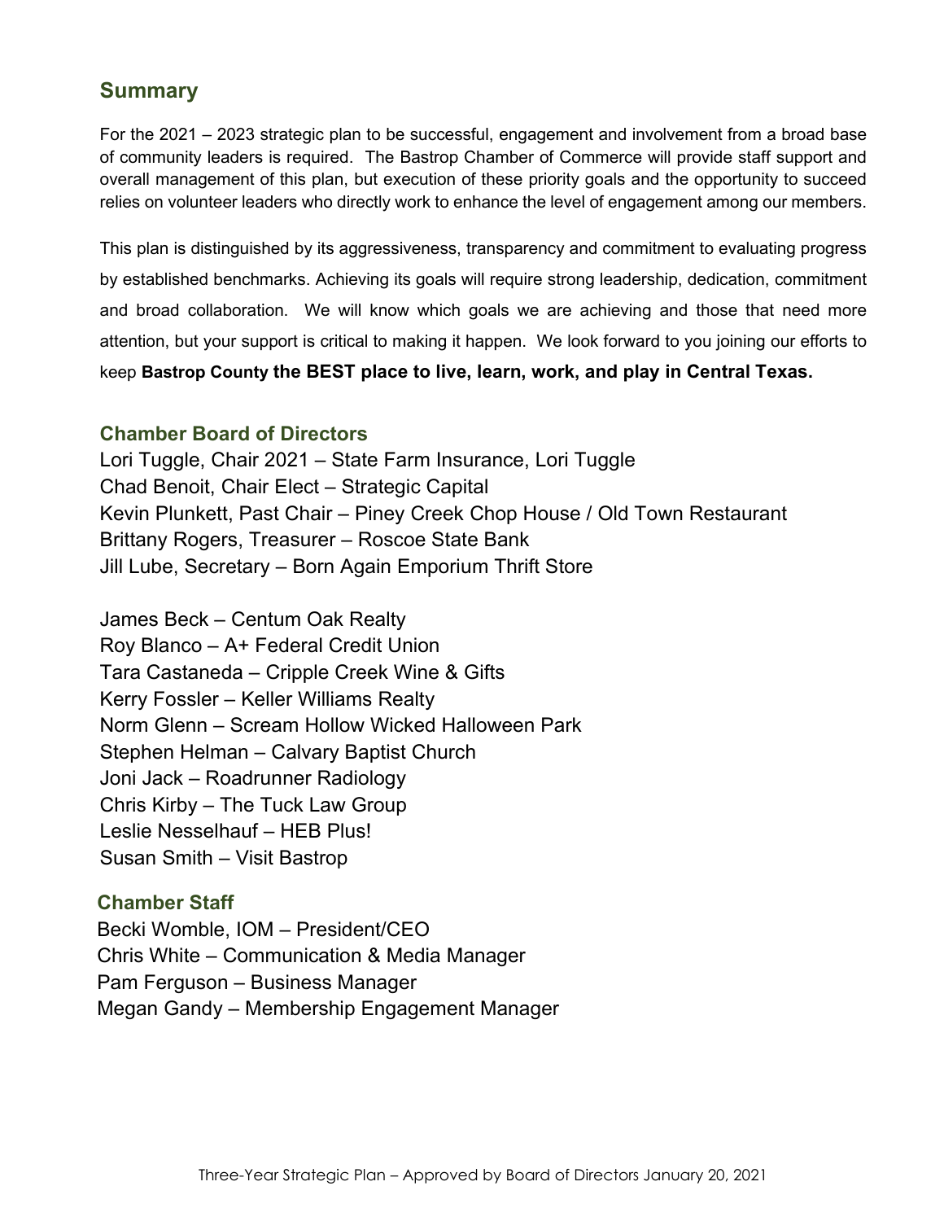## Summary

For the 2021 – 2023 strategic plan to be successful, engagement and involvement from a broad base of community leaders is required. The Bastrop Chamber of Commerce will provide staff support and overall management of this plan, but execution of these priority goals and the opportunity to succeed relies on volunteer leaders who directly work to enhance the level of engagement among our members.

This plan is distinguished by its aggressiveness, transparency and commitment to evaluating progress by established benchmarks. Achieving its goals will require strong leadership, dedication, commitment and broad collaboration. We will know which goals we are achieving and those that need more attention, but your support is critical to making it happen. We look forward to you joining our efforts to keep **Bastrop County the BEST place to live, learn, work, and play in Central Texas.**

### Chamber Board of Directors

Lori Tuggle, Chair 2021 – State Farm Insurance, Lori Tuggle
Chad Benoit, Chair Elect – Strategic Capital
Kevin Plunkett, Past Chair – Piney Creek Chop House / Old Town Restaurant
Brittany Rogers, Treasurer – Roscoe State Bank
Jill Lube, Secretary – Born Again Emporium Thrift Store

James Beck – Centum Oak Realty
Roy Blanco – A+ Federal Credit Union
Tara Castaneda – Cripple Creek Wine & Gifts
Kerry Fossler – Keller Williams Realty
Norm Glenn – Scream Hollow Wicked Halloween Park
Stephen Helman – Calvary Baptist Church
Joni Jack – Roadrunner Radiology
Chris Kirby – The Tuck Law Group
Leslie Nesselhauf – HEB Plus!
Susan Smith – Visit Bastrop

### Chamber Staff

Becki Womble, IOM – President/CEO
Chris White – Communication & Media Manager
Pam Ferguson – Business Manager
Megan Gandy – Membership Engagement Manager

Three-Year Strategic Plan – Approved by Board of Directors January 20, 2021